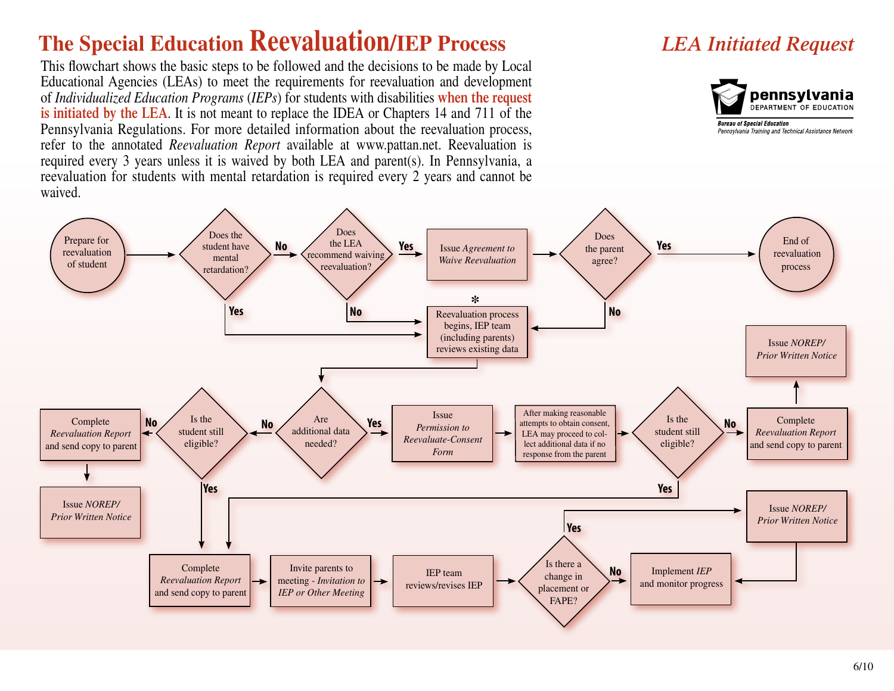# The Special Education Reevaluation/IEP Process

## *LEA Initiated Request*

pennsylvania
DEPARTMENT OF EDUCATION

*Bureau of Special Education*
*Pennsylvania Training and Technical Assistance Network*

This flowchart shows the basic steps to be followed and the decisions to be made by Local Educational Agencies (LEAs) to meet the requirements for reevaluation and development of *Individualized Education Programs* (*IEPs*) for students with disabilities **when the request is initiated by the LEA**. It is not meant to replace the IDEA or Chapters 14 and 711 of the Pennsylvania Regulations. For more detailed information about the reevaluation process, refer to the annotated *Reevaluation Report* available at www.pattan.net. Reevaluation is required every 3 years unless it is waived by both LEA and parent(s). In Pennsylvania, a reevaluation for students with mental retardation is required every 2 years and cannot be waived.

1. Prepare for reevaluation of student
2. Does the student have mental retardation?
   - **Yes** → Reevaluation process begins (step 6)
   - **No** → step 3
3. Does the LEA recommend waiving reevaluation?
   - **No** → Reevaluation process begins (step 6)
   - **Yes** → Issue *Agreement to Waive Reevaluation*
4. Does the parent agree?
   - **Yes** → End of reevaluation process
   - **No** → Reevaluation process begins (step 6)
6. \* Reevaluation process begins, IEP team (including parents) reviews existing data
7. Are additional data needed?
   - **Yes** → Issue *Permission to Reevaluate-Consent Form* → After making reasonable attempts to obtain consent, LEA may proceed to collect additional data if no response from the parent → Is the student still eligible?
     - **No** → Complete *Reevaluation Report* and send copy to parent → Issue *NOREP/Prior Written Notice*
     - **Yes** → Complete *Reevaluation Report* and send copy to parent (step 8)
   - **No** → Is the student still eligible?
     - **No** → Complete *Reevaluation Report* and send copy to parent → Issue *NOREP/Prior Written Notice*
     - **Yes** → Complete *Reevaluation Report* and send copy to parent (step 8)
8. Complete *Reevaluation Report* and send copy to parent → Invite parents to meeting - *Invitation to IEP or Other Meeting* → IEP team reviews/revises IEP
9. Is there a change in placement or FAPE?
   - **Yes** → Issue *NOREP/Prior Written Notice* → Implement *IEP* and monitor progress
   - **No** → Implement *IEP* and monitor progress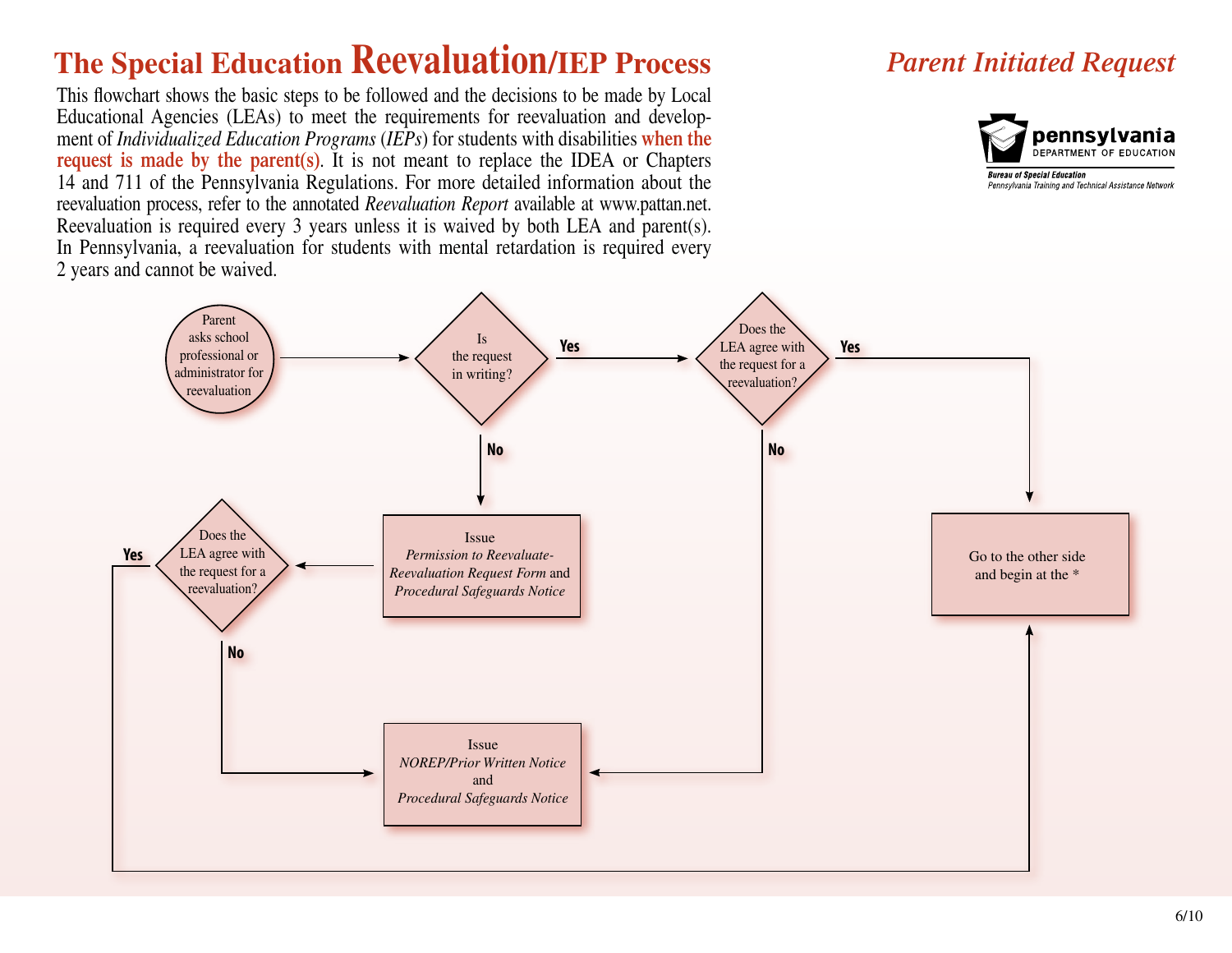# The Special Education Reevaluation/IEP Process

*Parent Initiated Request*

pennsylvania
DEPARTMENT OF EDUCATION

*Bureau of Special Education*
*Pennsylvania Training and Technical Assistance Network*

This flowchart shows the basic steps to be followed and the decisions to be made by Local Educational Agencies (LEAs) to meet the requirements for reevaluation and development of *Individualized Education Programs* (*IEPs*) for students with disabilities **when the request is made by the parent(s)**. It is not meant to replace the IDEA or Chapters 14 and 711 of the Pennsylvania Regulations. For more detailed information about the reevaluation process, refer to the annotated *Reevaluation Report* available at www.pattan.net. Reevaluation is required every 3 years unless it is waived by both LEA and parent(s). In Pennsylvania, a reevaluation for students with mental retardation is required every 2 years and cannot be waived.

Parent asks school professional or administrator for reevaluation

Is the request in writing?

Yes

No

Does the LEA agree with the request for a reevaluation?

Yes

No

Go to the other side and begin at the *

Issue *Permission to Reevaluate-Reevaluation Request Form* and *Procedural Safeguards Notice*

Does the LEA agree with the request for a reevaluation?

Yes

No

Issue *NOREP/Prior Written Notice* and *Procedural Safeguards Notice*

6/10